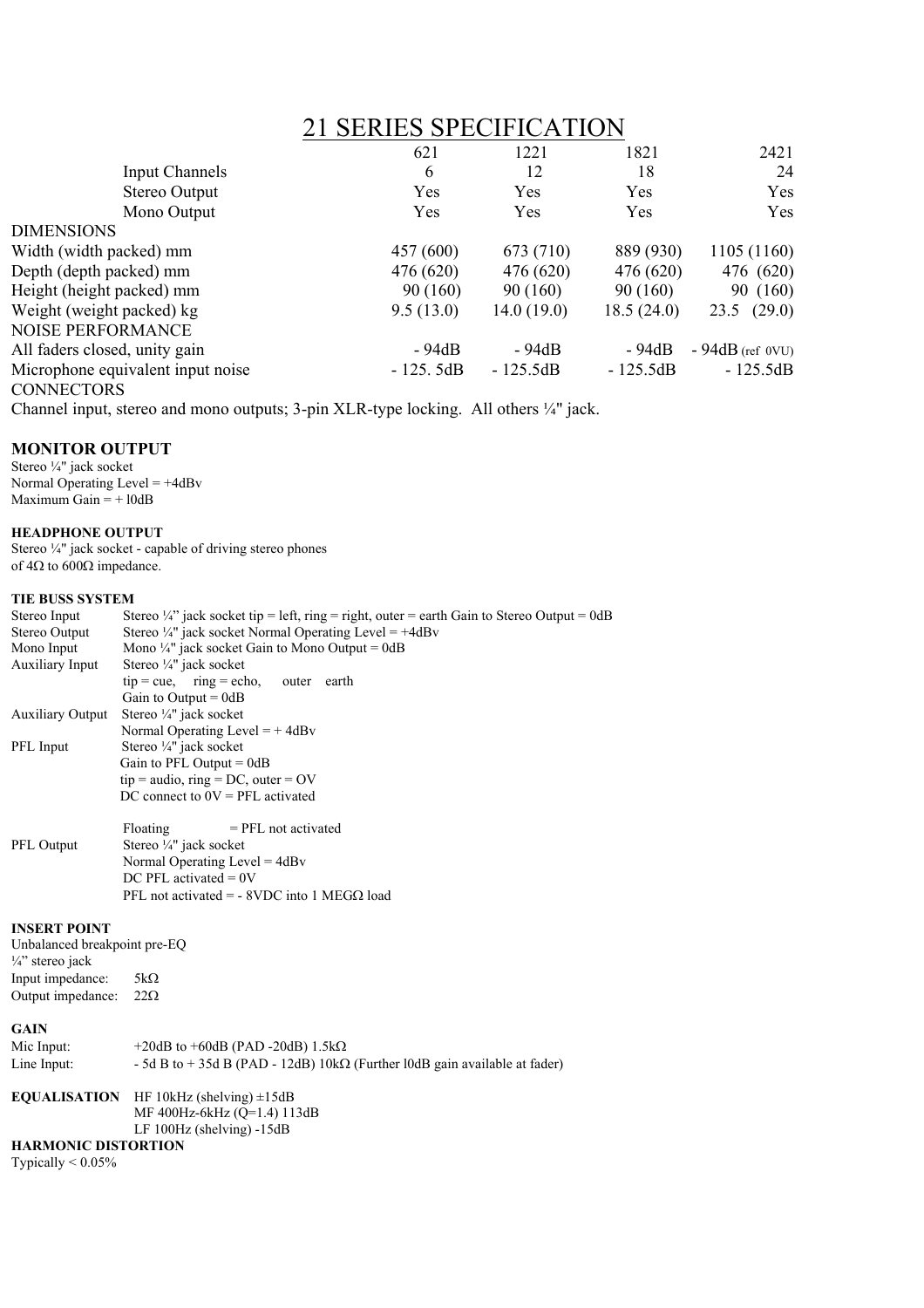# 21 SERIES SPECIFICATION

| | 621 | 1221 | 1821 | 2421 |
|---|---|---|---|---|
| Input Channels | 6 | 12 | 18 | 24 |
| Stereo Output | Yes | Yes | Yes | Yes |
| Mono Output | Yes | Yes | Yes | Yes |
| DIMENSIONS | | | | |
| Width (width packed) mm | 457 (600) | 673 (710) | 889 (930) | 1105 (1160) |
| Depth (depth packed) mm | 476 (620) | 476 (620) | 476 (620) | 476 (620) |
| Height (height packed) mm | 90 (160) | 90 (160) | 90 (160) | 90 (160) |
| Weight (weight packed) kg | 9.5 (13.0) | 14.0 (19.0) | 18.5 (24.0) | 23.5 (29.0) |
| NOISE PERFORMANCE | | | | |
| All faders closed, unity gain | - 94dB | - 94dB | - 94dB | - 94dB (ref 0VU) |
| Microphone equivalent input noise | - 125. 5dB | - 125.5dB | - 125.5dB | - 125.5dB |

CONNECTORS

Channel input, stereo and mono outputs; 3-pin XLR-type locking. All others ¼" jack.

### MONITOR OUTPUT

Stereo ¼" jack socket
Normal Operating Level = +4dBv
Maximum Gain = + l0dB

#### HEADPHONE OUTPUT

Stereo ¼" jack socket - capable of driving stereo phones of 4Ω to 600Ω impedance.

#### TIE BUSS SYSTEM

| | |
|---|---|
| Stereo Input | Stereo ¼" jack socket tip = left, ring = right, outer = earth Gain to Stereo Output = 0dB |
| Stereo Output | Stereo ¼" jack socket Normal Operating Level = +4dBv |
| Mono Input | Mono ¼" jack socket Gain to Mono Output = 0dB |
| Auxiliary Input | Stereo ¼" jack socket<br>tip = cue, ring = echo, outer earth<br>Gain to Output = 0dB |
| Auxiliary Output | Stereo ¼" jack socket<br>Normal Operating Level = + 4dBv |
| PFL Input | Stereo ¼" jack socket<br>Gain to PFL Output = 0dB<br>tip = audio, ring = DC, outer = OV<br>DC connect to 0V = PFL activated<br><br>Floating = PFL not activated |
| PFL Output | Stereo ¼" jack socket<br>Normal Operating Level = 4dBv<br>DC PFL activated = 0V<br>PFL not activated = - 8VDC into 1 MEGΩ load |

#### INSERT POINT

Unbalanced breakpoint pre-EQ
¼" stereo jack
Input impedance: 5kΩ
Output impedance: 22Ω

#### GAIN

Mic Input: +20dB to +60dB (PAD -20dB) 1.5kΩ
Line Input: - 5d B to + 35d B (PAD - 12dB) 10kΩ (Further l0dB gain available at fader)

**EQUALISATION** HF 10kHz (shelving) ±15dB
MF 400Hz-6kHz (Q=1.4) 113dB
LF 100Hz (shelving) -15dB

#### HARMONIC DISTORTION

Typically < 0.05%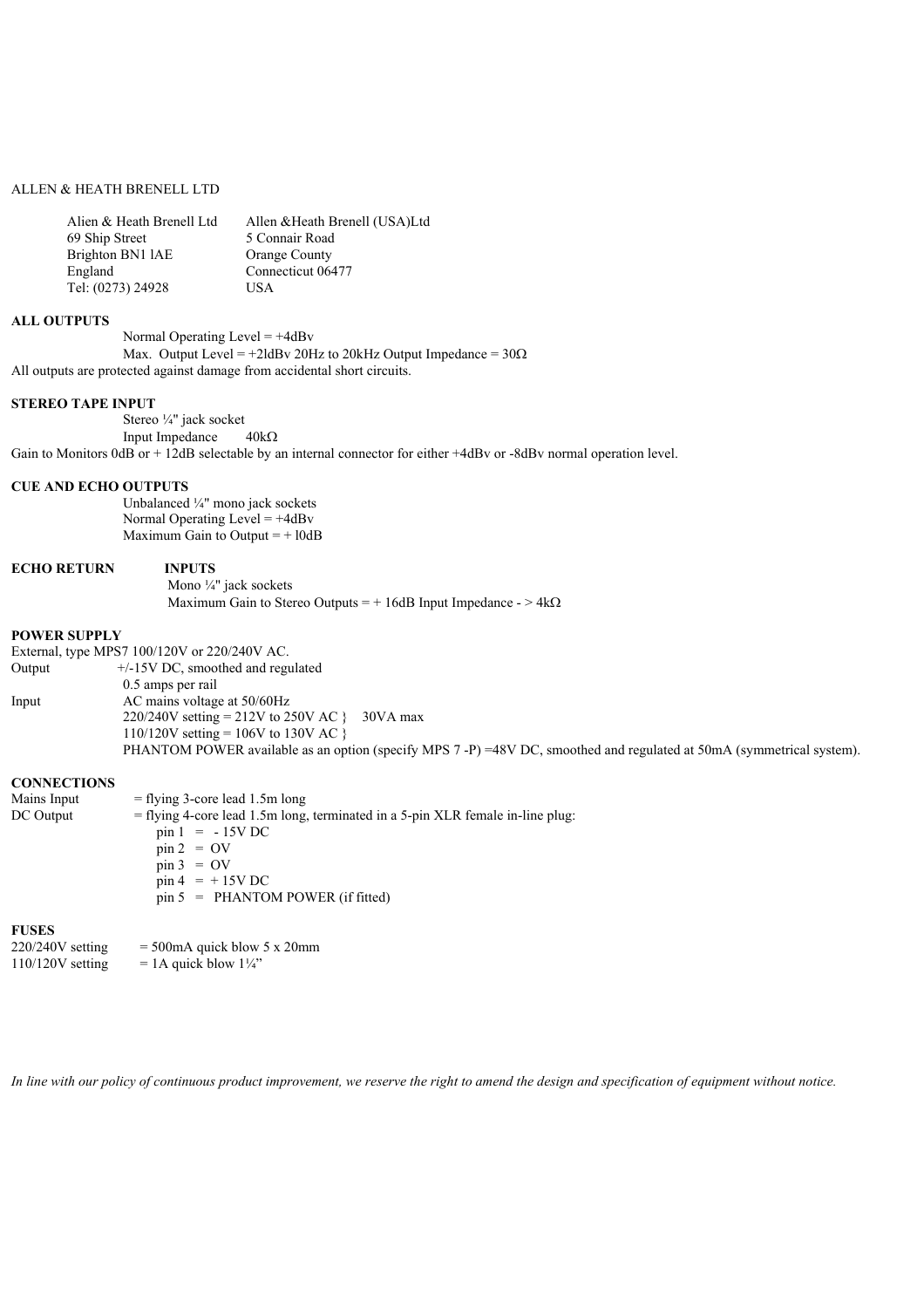ALLEN & HEATH BRENELL LTD

| | |
|---|---|
| Alien & Heath Brenell Ltd | Allen &Heath Brenell (USA)Ltd |
| 69 Ship Street | 5 Connair Road |
| Brighton BN1 lAE | Orange County |
| England | Connecticut 06477 |
| Tel: (0273) 24928 | USA |

**ALL OUTPUTS**

Normal Operating Level = +4dBv
Max. Output Level = +2ldBv 20Hz to 20kHz Output Impedance = 30Ω
All outputs are protected against damage from accidental short circuits.

**STEREO TAPE INPUT**

Stereo ¼" jack socket
Input Impedance 40kΩ
Gain to Monitors 0dB or + 12dB selectable by an internal connector for either +4dBv or -8dBv normal operation level.

**CUE AND ECHO OUTPUTS**

Unbalanced ¼" mono jack sockets
Normal Operating Level = +4dBv
Maximum Gain to Output = + l0dB

**ECHO RETURN INPUTS**

Mono ¼" jack sockets
Maximum Gain to Stereo Outputs = + 16dB Input Impedance - > 4kΩ

**POWER SUPPLY**

External, type MPS7 100/120V or 220/240V AC.

Output +/-15V DC, smoothed and regulated
0.5 amps per rail

Input AC mains voltage at 50/60Hz
220/240V setting = 212V to 250V AC } 30VA max
110/120V setting = 106V to 130V AC }
PHANTOM POWER available as an option (specify MPS 7 -P) =48V DC, smoothed and regulated at 50mA (symmetrical system).

**CONNECTIONS**

Mains Input = flying 3-core lead 1.5m long
DC Output = flying 4-core lead 1.5m long, terminated in a 5-pin XLR female in-line plug:

pin 1 = - 15V DC
pin 2 = OV
pin 3 = OV
pin 4 = + 15V DC
pin 5 = PHANTOM POWER (if fitted)

**FUSES**

220/240V setting = 500mA quick blow 5 x 20mm
110/120V setting = 1A quick blow 1¼"

*In line with our policy of continuous product improvement, we reserve the right to amend the design and specification of equipment without notice.*